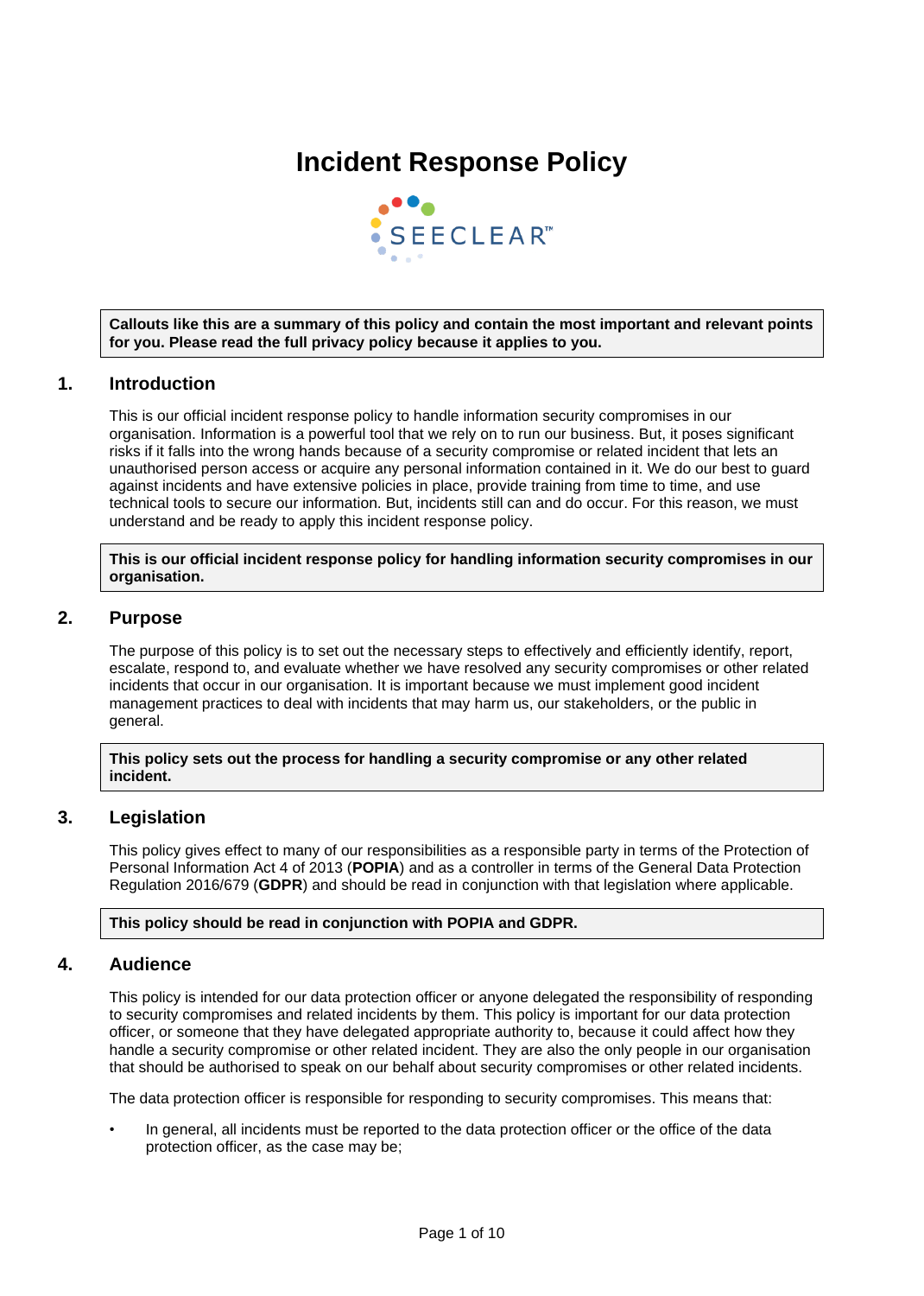# Incident Response Policy

SEECLEAR™

**Callouts like this are a summary of this policy and contain the most important and relevant points for you. Please read the full privacy policy because it applies to you.**

## 1. Introduction

This is our official incident response policy to handle information security compromises in our organisation. Information is a powerful tool that we rely on to run our business. But, it poses significant risks if it falls into the wrong hands because of a security compromise or related incident that lets an unauthorised person access or acquire any personal information contained in it. We do our best to guard against incidents and have extensive policies in place, provide training from time to time, and use technical tools to secure our information. But, incidents still can and do occur. For this reason, we must understand and be ready to apply this incident response policy.

**This is our official incident response policy for handling information security compromises in our organisation.**

## 2. Purpose

The purpose of this policy is to set out the necessary steps to effectively and efficiently identify, report, escalate, respond to, and evaluate whether we have resolved any security compromises or other related incidents that occur in our organisation. It is important because we must implement good incident management practices to deal with incidents that may harm us, our stakeholders, or the public in general.

**This policy sets out the process for handling a security compromise or any other related incident.**

## 3. Legislation

This policy gives effect to many of our responsibilities as a responsible party in terms of the Protection of Personal Information Act 4 of 2013 (**POPIA**) and as a controller in terms of the General Data Protection Regulation 2016/679 (**GDPR**) and should be read in conjunction with that legislation where applicable.

**This policy should be read in conjunction with POPIA and GDPR.**

## 4. Audience

This policy is intended for our data protection officer or anyone delegated the responsibility of responding to security compromises and related incidents by them. This policy is important for our data protection officer, or someone that they have delegated appropriate authority to, because it could affect how they handle a security compromise or other related incident. They are also the only people in our organisation that should be authorised to speak on our behalf about security compromises or other related incidents.

The data protection officer is responsible for responding to security compromises. This means that:

- In general, all incidents must be reported to the data protection officer or the office of the data protection officer, as the case may be;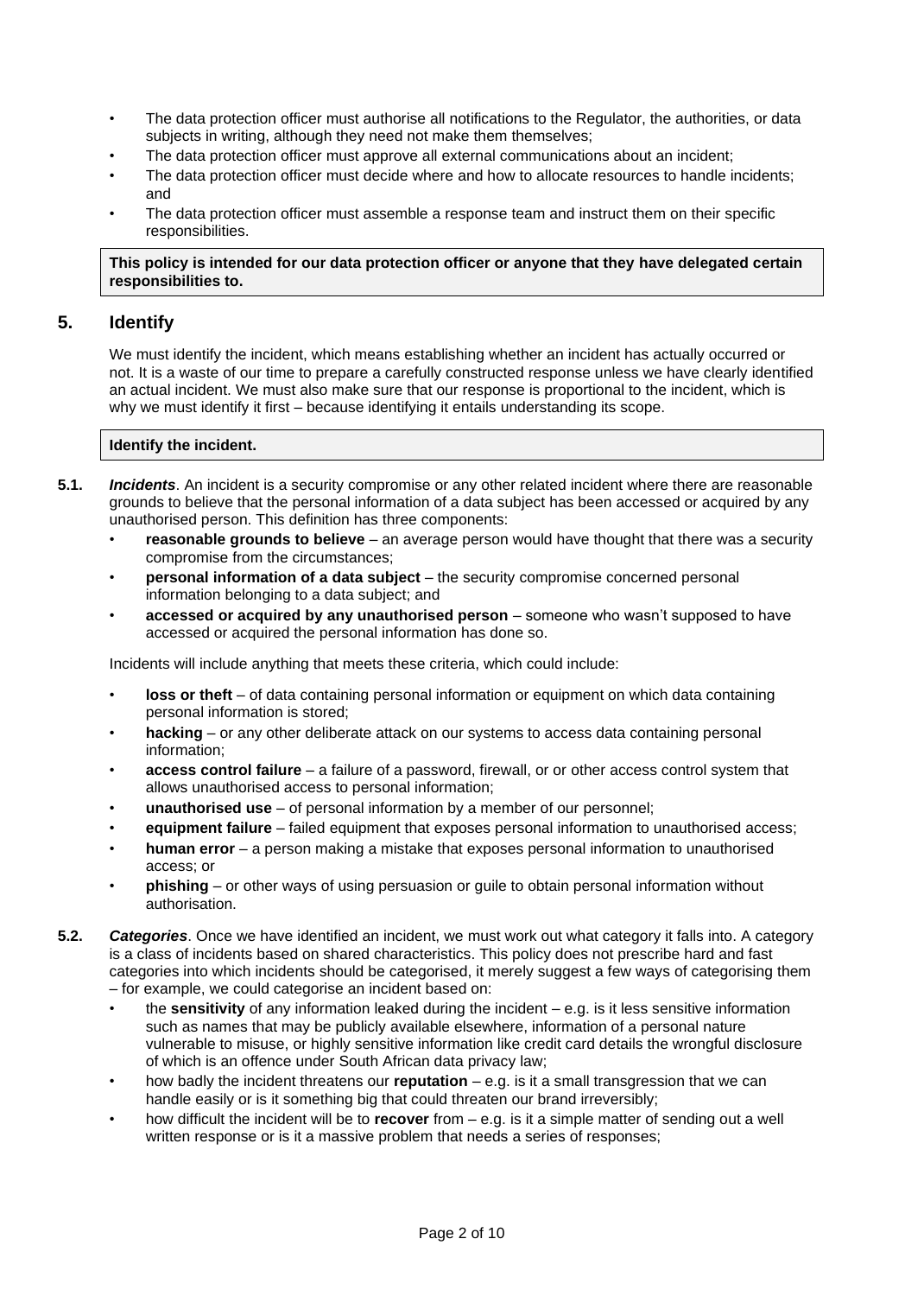- The data protection officer must authorise all notifications to the Regulator, the authorities, or data subjects in writing, although they need not make them themselves;
- The data protection officer must approve all external communications about an incident;
- The data protection officer must decide where and how to allocate resources to handle incidents; and
- The data protection officer must assemble a response team and instruct them on their specific responsibilities.

**This policy is intended for our data protection officer or anyone that they have delegated certain responsibilities to.**

## 5. Identify

We must identify the incident, which means establishing whether an incident has actually occurred or not. It is a waste of our time to prepare a carefully constructed response unless we have clearly identified an actual incident. We must also make sure that our response is proportional to the incident, which is why we must identify it first – because identifying it entails understanding its scope.

**Identify the incident.**

**5.1.** ***Incidents***. An incident is a security compromise or any other related incident where there are reasonable grounds to believe that the personal information of a data subject has been accessed or acquired by any unauthorised person. This definition has three components:

- **reasonable grounds to believe** – an average person would have thought that there was a security compromise from the circumstances;
- **personal information of a data subject** – the security compromise concerned personal information belonging to a data subject; and
- **accessed or acquired by any unauthorised person** – someone who wasn't supposed to have accessed or acquired the personal information has done so.

Incidents will include anything that meets these criteria, which could include:

- **loss or theft** – of data containing personal information or equipment on which data containing personal information is stored;
- **hacking** – or any other deliberate attack on our systems to access data containing personal information;
- **access control failure** – a failure of a password, firewall, or or other access control system that allows unauthorised access to personal information;
- **unauthorised use** – of personal information by a member of our personnel;
- **equipment failure** – failed equipment that exposes personal information to unauthorised access;
- **human error** – a person making a mistake that exposes personal information to unauthorised access; or
- **phishing** – or other ways of using persuasion or guile to obtain personal information without authorisation.

**5.2.** ***Categories***. Once we have identified an incident, we must work out what category it falls into. A category is a class of incidents based on shared characteristics. This policy does not prescribe hard and fast categories into which incidents should be categorised, it merely suggest a few ways of categorising them – for example, we could categorise an incident based on:

- the **sensitivity** of any information leaked during the incident – e.g. is it less sensitive information such as names that may be publicly available elsewhere, information of a personal nature vulnerable to misuse, or highly sensitive information like credit card details the wrongful disclosure of which is an offence under South African data privacy law;
- how badly the incident threatens our **reputation** – e.g. is it a small transgression that we can handle easily or is it something big that could threaten our brand irreversibly;
- how difficult the incident will be to **recover** from – e.g. is it a simple matter of sending out a well written response or is it a massive problem that needs a series of responses;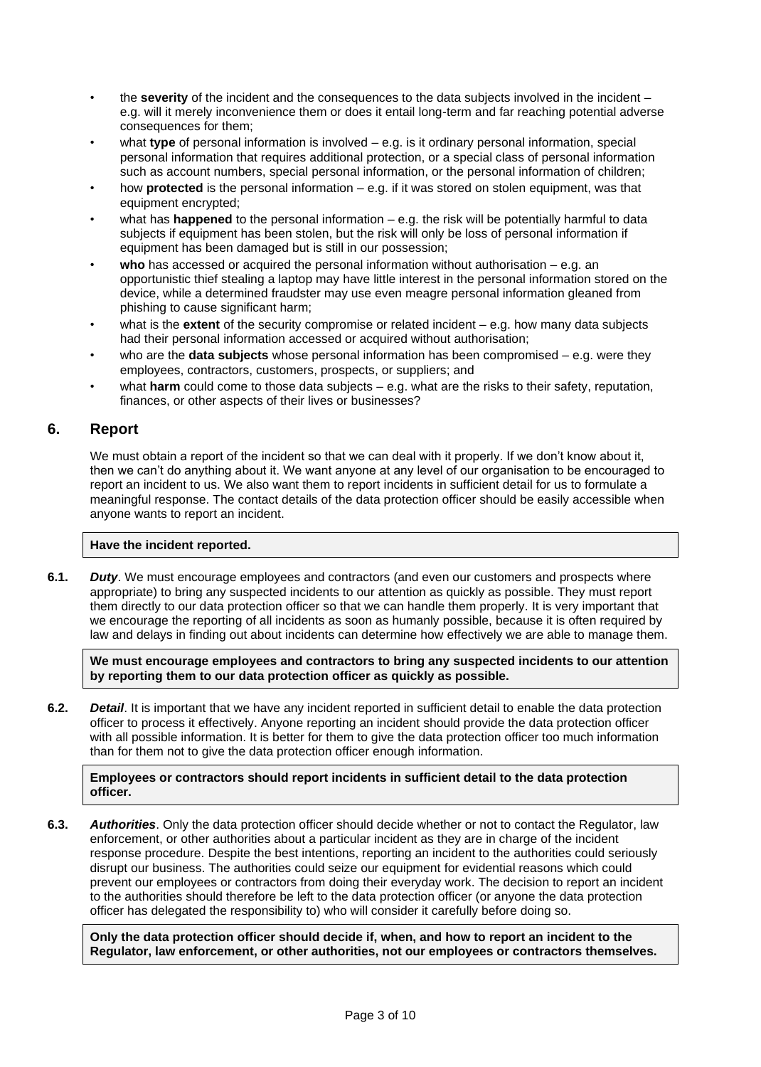- the **severity** of the incident and the consequences to the data subjects involved in the incident – e.g. will it merely inconvenience them or does it entail long-term and far reaching potential adverse consequences for them;
- what **type** of personal information is involved – e.g. is it ordinary personal information, special personal information that requires additional protection, or a special class of personal information such as account numbers, special personal information, or the personal information of children;
- how **protected** is the personal information – e.g. if it was stored on stolen equipment, was that equipment encrypted;
- what has **happened** to the personal information – e.g. the risk will be potentially harmful to data subjects if equipment has been stolen, but the risk will only be loss of personal information if equipment has been damaged but is still in our possession;
- **who** has accessed or acquired the personal information without authorisation – e.g. an opportunistic thief stealing a laptop may have little interest in the personal information stored on the device, while a determined fraudster may use even meagre personal information gleaned from phishing to cause significant harm;
- what is the **extent** of the security compromise or related incident – e.g. how many data subjects had their personal information accessed or acquired without authorisation;
- who are the **data subjects** whose personal information has been compromised – e.g. were they employees, contractors, customers, prospects, or suppliers; and
- what **harm** could come to those data subjects – e.g. what are the risks to their safety, reputation, finances, or other aspects of their lives or businesses?

## 6. Report

We must obtain a report of the incident so that we can deal with it properly. If we don't know about it, then we can't do anything about it. We want anyone at any level of our organisation to be encouraged to report an incident to us. We also want them to report incidents in sufficient detail for us to formulate a meaningful response. The contact details of the data protection officer should be easily accessible when anyone wants to report an incident.

**Have the incident reported.**

**6.1.** ***Duty***. We must encourage employees and contractors (and even our customers and prospects where appropriate) to bring any suspected incidents to our attention as quickly as possible. They must report them directly to our data protection officer so that we can handle them properly. It is very important that we encourage the reporting of all incidents as soon as humanly possible, because it is often required by law and delays in finding out about incidents can determine how effectively we are able to manage them.

**We must encourage employees and contractors to bring any suspected incidents to our attention by reporting them to our data protection officer as quickly as possible.**

**6.2.** ***Detail***. It is important that we have any incident reported in sufficient detail to enable the data protection officer to process it effectively. Anyone reporting an incident should provide the data protection officer with all possible information. It is better for them to give the data protection officer too much information than for them not to give the data protection officer enough information.

**Employees or contractors should report incidents in sufficient detail to the data protection officer.**

**6.3.** ***Authorities***. Only the data protection officer should decide whether or not to contact the Regulator, law enforcement, or other authorities about a particular incident as they are in charge of the incident response procedure. Despite the best intentions, reporting an incident to the authorities could seriously disrupt our business. The authorities could seize our equipment for evidential reasons which could prevent our employees or contractors from doing their everyday work. The decision to report an incident to the authorities should therefore be left to the data protection officer (or anyone the data protection officer has delegated the responsibility to) who will consider it carefully before doing so.

**Only the data protection officer should decide if, when, and how to report an incident to the Regulator, law enforcement, or other authorities, not our employees or contractors themselves.**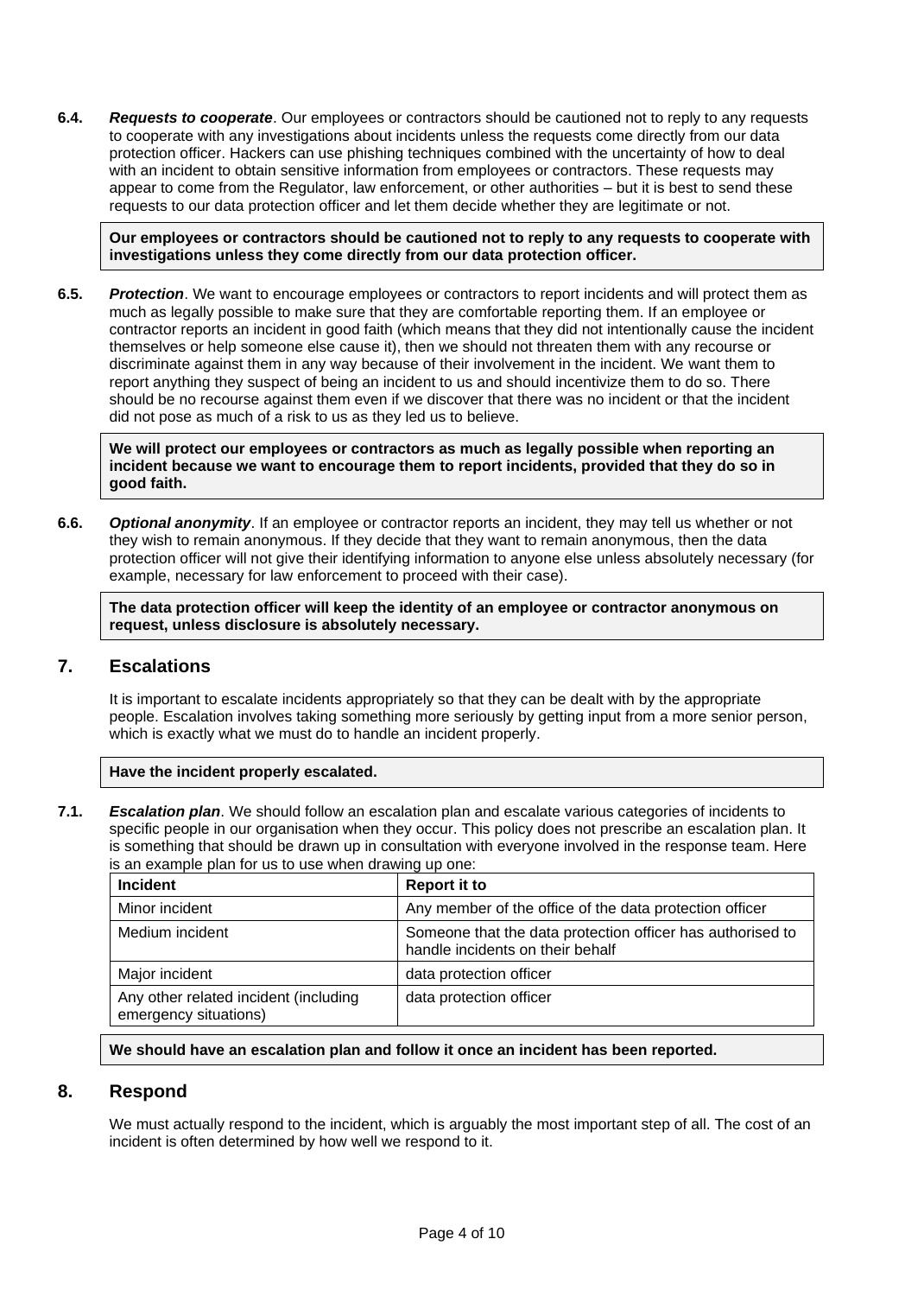**6.4.** ***Requests to cooperate***. Our employees or contractors should be cautioned not to reply to any requests to cooperate with any investigations about incidents unless the requests come directly from our data protection officer. Hackers can use phishing techniques combined with the uncertainty of how to deal with an incident to obtain sensitive information from employees or contractors. These requests may appear to come from the Regulator, law enforcement, or other authorities – but it is best to send these requests to our data protection officer and let them decide whether they are legitimate or not.

> **Our employees or contractors should be cautioned not to reply to any requests to cooperate with investigations unless they come directly from our data protection officer.**

**6.5.** ***Protection***. We want to encourage employees or contractors to report incidents and will protect them as much as legally possible to make sure that they are comfortable reporting them. If an employee or contractor reports an incident in good faith (which means that they did not intentionally cause the incident themselves or help someone else cause it), then we should not threaten them with any recourse or discriminate against them in any way because of their involvement in the incident. We want them to report anything they suspect of being an incident to us and should incentivize them to do so. There should be no recourse against them even if we discover that there was no incident or that the incident did not pose as much of a risk to us as they led us to believe.

> **We will protect our employees or contractors as much as legally possible when reporting an incident because we want to encourage them to report incidents, provided that they do so in good faith.**

**6.6.** ***Optional anonymity***. If an employee or contractor reports an incident, they may tell us whether or not they wish to remain anonymous. If they decide that they want to remain anonymous, then the data protection officer will not give their identifying information to anyone else unless absolutely necessary (for example, necessary for law enforcement to proceed with their case).

> **The data protection officer will keep the identity of an employee or contractor anonymous on request, unless disclosure is absolutely necessary.**

## 7. Escalations

It is important to escalate incidents appropriately so that they can be dealt with by the appropriate people. Escalation involves taking something more seriously by getting input from a more senior person, which is exactly what we must do to handle an incident properly.

> **Have the incident properly escalated.**

**7.1.** ***Escalation plan***. We should follow an escalation plan and escalate various categories of incidents to specific people in our organisation when they occur. This policy does not prescribe an escalation plan. It is something that should be drawn up in consultation with everyone involved in the response team. Here is an example plan for us to use when drawing up one:

| Incident | Report it to |
|---|---|
| Minor incident | Any member of the office of the data protection officer |
| Medium incident | Someone that the data protection officer has authorised to handle incidents on their behalf |
| Major incident | data protection officer |
| Any other related incident (including emergency situations) | data protection officer |

> **We should have an escalation plan and follow it once an incident has been reported.**

## 8. Respond

We must actually respond to the incident, which is arguably the most important step of all. The cost of an incident is often determined by how well we respond to it.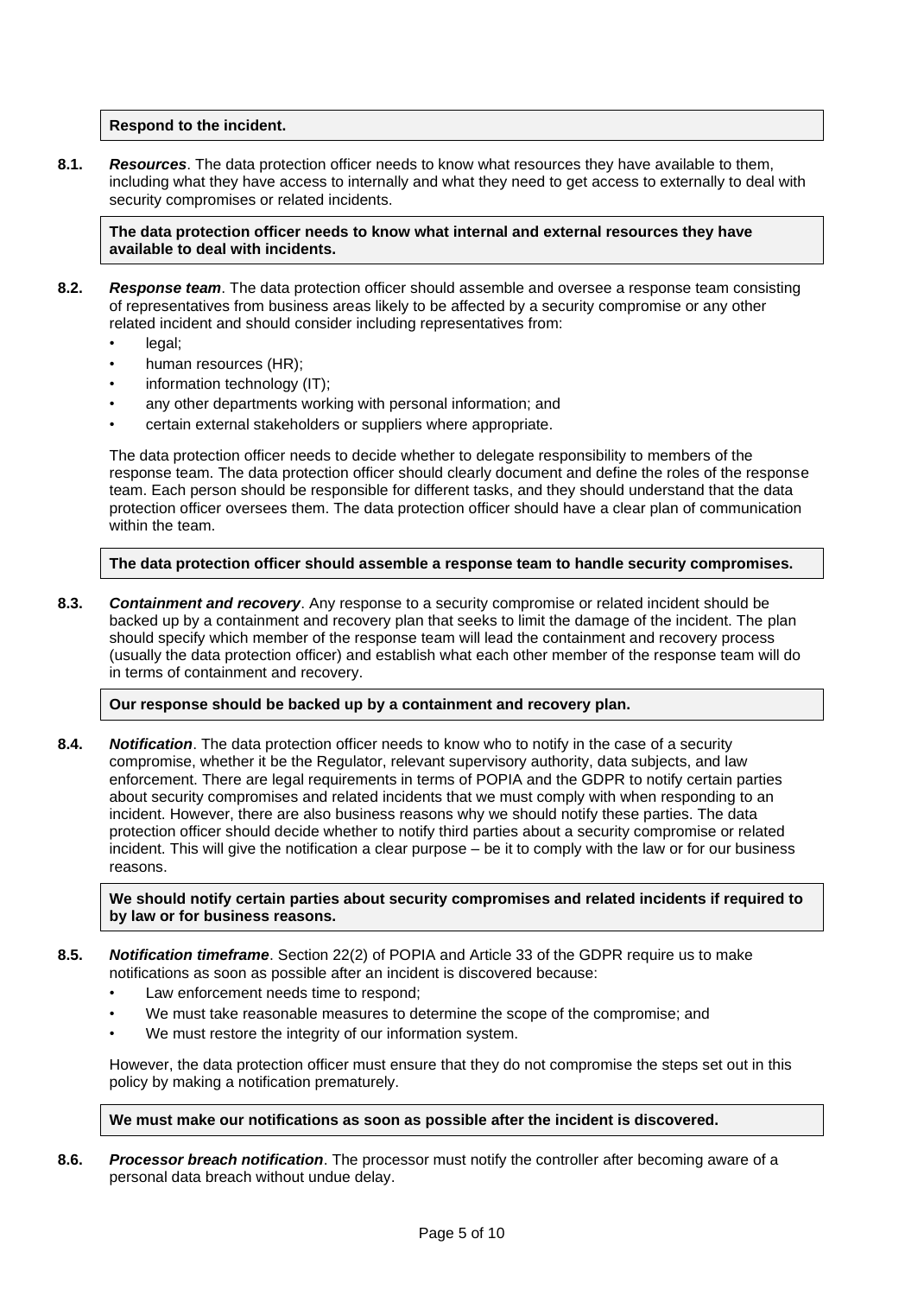**Respond to the incident.**

**8.1.** ***Resources***. The data protection officer needs to know what resources they have available to them, including what they have access to internally and what they need to get access to externally to deal with security compromises or related incidents.

**The data protection officer needs to know what internal and external resources they have available to deal with incidents.**

**8.2.** ***Response team***. The data protection officer should assemble and oversee a response team consisting of representatives from business areas likely to be affected by a security compromise or any other related incident and should consider including representatives from:

- legal;
- human resources (HR);
- information technology (IT);
- any other departments working with personal information; and
- certain external stakeholders or suppliers where appropriate.

The data protection officer needs to decide whether to delegate responsibility to members of the response team. The data protection officer should clearly document and define the roles of the response team. Each person should be responsible for different tasks, and they should understand that the data protection officer oversees them. The data protection officer should have a clear plan of communication within the team.

**The data protection officer should assemble a response team to handle security compromises.**

**8.3.** ***Containment and recovery***. Any response to a security compromise or related incident should be backed up by a containment and recovery plan that seeks to limit the damage of the incident. The plan should specify which member of the response team will lead the containment and recovery process (usually the data protection officer) and establish what each other member of the response team will do in terms of containment and recovery.

**Our response should be backed up by a containment and recovery plan.**

**8.4.** ***Notification***. The data protection officer needs to know who to notify in the case of a security compromise, whether it be the Regulator, relevant supervisory authority, data subjects, and law enforcement. There are legal requirements in terms of POPIA and the GDPR to notify certain parties about security compromises and related incidents that we must comply with when responding to an incident. However, there are also business reasons why we should notify these parties. The data protection officer should decide whether to notify third parties about a security compromise or related incident. This will give the notification a clear purpose – be it to comply with the law or for our business reasons.

**We should notify certain parties about security compromises and related incidents if required to by law or for business reasons.**

**8.5.** ***Notification timeframe***. Section 22(2) of POPIA and Article 33 of the GDPR require us to make notifications as soon as possible after an incident is discovered because:

- Law enforcement needs time to respond;
- We must take reasonable measures to determine the scope of the compromise; and
- We must restore the integrity of our information system.

However, the data protection officer must ensure that they do not compromise the steps set out in this policy by making a notification prematurely.

**We must make our notifications as soon as possible after the incident is discovered.**

**8.6.** ***Processor breach notification***. The processor must notify the controller after becoming aware of a personal data breach without undue delay.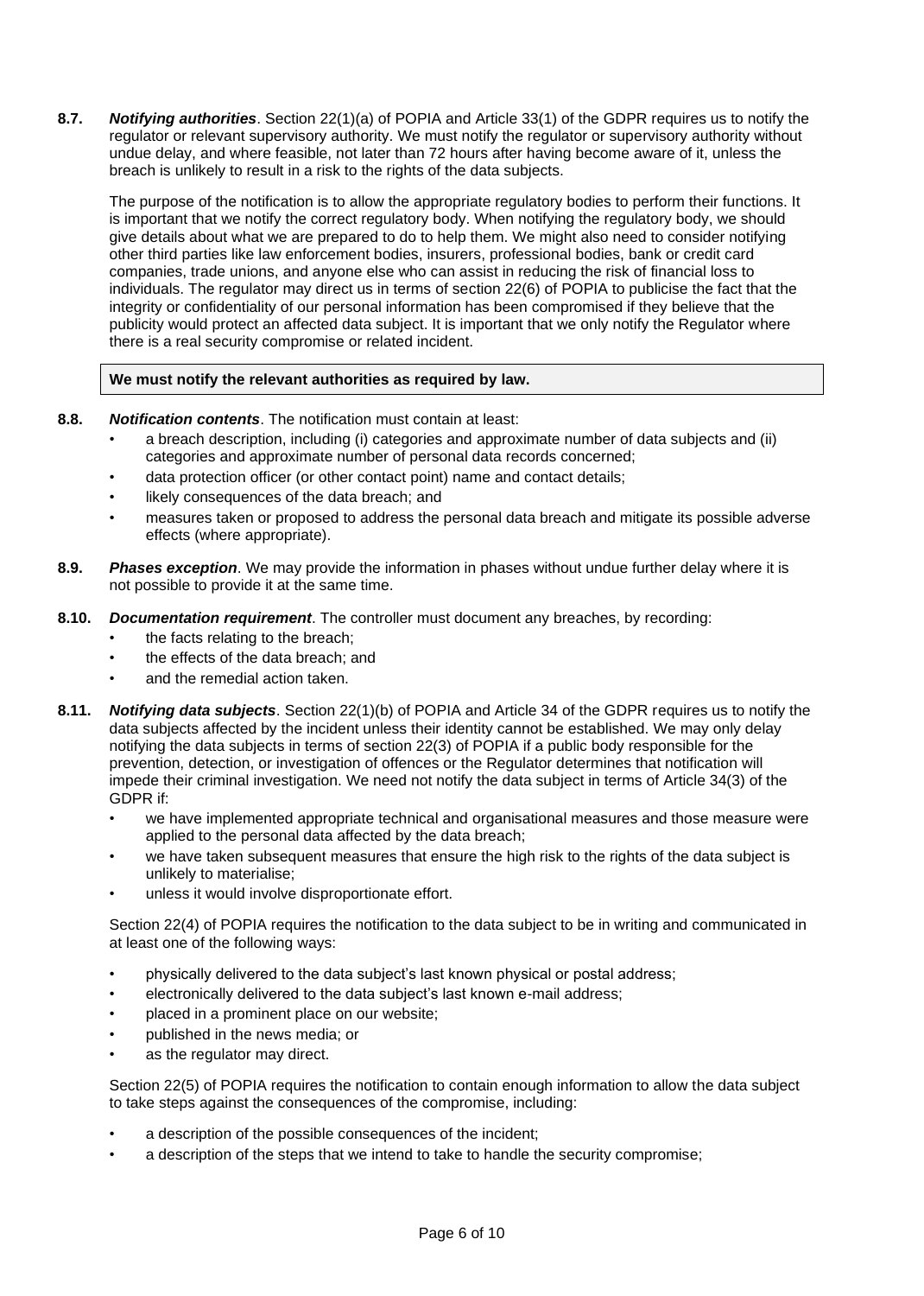**8.7.** ***Notifying authorities***. Section 22(1)(a) of POPIA and Article 33(1) of the GDPR requires us to notify the regulator or relevant supervisory authority. We must notify the regulator or supervisory authority without undue delay, and where feasible, not later than 72 hours after having become aware of it, unless the breach is unlikely to result in a risk to the rights of the data subjects.

The purpose of the notification is to allow the appropriate regulatory bodies to perform their functions. It is important that we notify the correct regulatory body. When notifying the regulatory body, we should give details about what we are prepared to do to help them. We might also need to consider notifying other third parties like law enforcement bodies, insurers, professional bodies, bank or credit card companies, trade unions, and anyone else who can assist in reducing the risk of financial loss to individuals. The regulator may direct us in terms of section 22(6) of POPIA to publicise the fact that the integrity or confidentiality of our personal information has been compromised if they believe that the publicity would protect an affected data subject. It is important that we only notify the Regulator where there is a real security compromise or related incident.

**We must notify the relevant authorities as required by law.**

**8.8.** ***Notification contents***. The notification must contain at least:

- a breach description, including (i) categories and approximate number of data subjects and (ii) categories and approximate number of personal data records concerned;
- data protection officer (or other contact point) name and contact details;
- likely consequences of the data breach; and
- measures taken or proposed to address the personal data breach and mitigate its possible adverse effects (where appropriate).

**8.9.** ***Phases exception***. We may provide the information in phases without undue further delay where it is not possible to provide it at the same time.

**8.10.** ***Documentation requirement***. The controller must document any breaches, by recording:

- the facts relating to the breach;
- the effects of the data breach; and
- and the remedial action taken.

**8.11.** ***Notifying data subjects***. Section 22(1)(b) of POPIA and Article 34 of the GDPR requires us to notify the data subjects affected by the incident unless their identity cannot be established. We may only delay notifying the data subjects in terms of section 22(3) of POPIA if a public body responsible for the prevention, detection, or investigation of offences or the Regulator determines that notification will impede their criminal investigation. We need not notify the data subject in terms of Article 34(3) of the GDPR if:

- we have implemented appropriate technical and organisational measures and those measure were applied to the personal data affected by the data breach;
- we have taken subsequent measures that ensure the high risk to the rights of the data subject is unlikely to materialise;
- unless it would involve disproportionate effort.

Section 22(4) of POPIA requires the notification to the data subject to be in writing and communicated in at least one of the following ways:

- physically delivered to the data subject's last known physical or postal address;
- electronically delivered to the data subject's last known e-mail address;
- placed in a prominent place on our website;
- published in the news media; or
- as the regulator may direct.

Section 22(5) of POPIA requires the notification to contain enough information to allow the data subject to take steps against the consequences of the compromise, including:

- a description of the possible consequences of the incident;
- a description of the steps that we intend to take to handle the security compromise;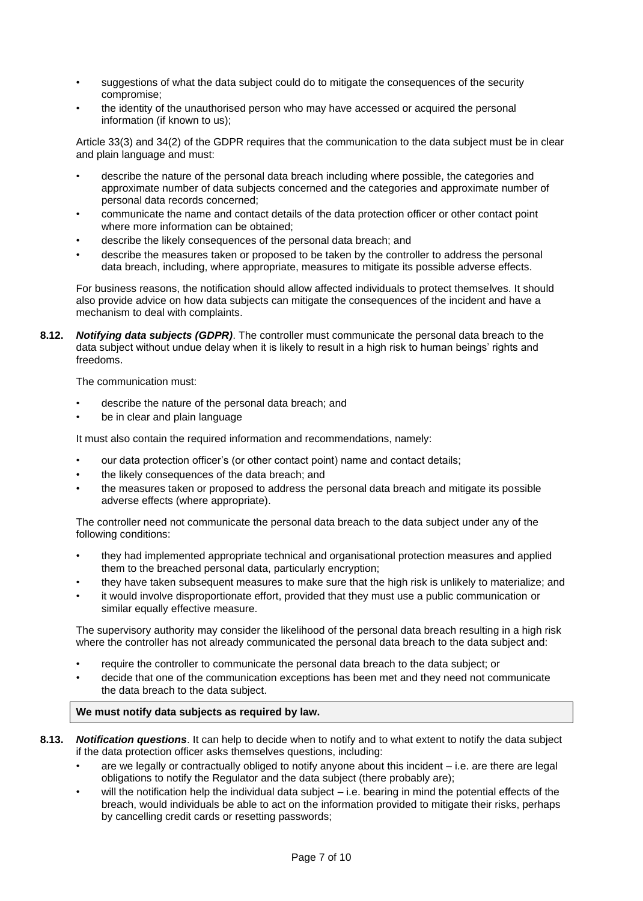- suggestions of what the data subject could do to mitigate the consequences of the security compromise;
- the identity of the unauthorised person who may have accessed or acquired the personal information (if known to us);

Article 33(3) and 34(2) of the GDPR requires that the communication to the data subject must be in clear and plain language and must:

- describe the nature of the personal data breach including where possible, the categories and approximate number of data subjects concerned and the categories and approximate number of personal data records concerned;
- communicate the name and contact details of the data protection officer or other contact point where more information can be obtained;
- describe the likely consequences of the personal data breach; and
- describe the measures taken or proposed to be taken by the controller to address the personal data breach, including, where appropriate, measures to mitigate its possible adverse effects.

For business reasons, the notification should allow affected individuals to protect themselves. It should also provide advice on how data subjects can mitigate the consequences of the incident and have a mechanism to deal with complaints.

**8.12.** ***Notifying data subjects (GDPR)***. The controller must communicate the personal data breach to the data subject without undue delay when it is likely to result in a high risk to human beings' rights and freedoms.

The communication must:

- describe the nature of the personal data breach; and
- be in clear and plain language

It must also contain the required information and recommendations, namely:

- our data protection officer's (or other contact point) name and contact details;
- the likely consequences of the data breach; and
- the measures taken or proposed to address the personal data breach and mitigate its possible adverse effects (where appropriate).

The controller need not communicate the personal data breach to the data subject under any of the following conditions:

- they had implemented appropriate technical and organisational protection measures and applied them to the breached personal data, particularly encryption;
- they have taken subsequent measures to make sure that the high risk is unlikely to materialize; and
- it would involve disproportionate effort, provided that they must use a public communication or similar equally effective measure.

The supervisory authority may consider the likelihood of the personal data breach resulting in a high risk where the controller has not already communicated the personal data breach to the data subject and:

- require the controller to communicate the personal data breach to the data subject; or
- decide that one of the communication exceptions has been met and they need not communicate the data breach to the data subject.

**We must notify data subjects as required by law.**

**8.13.** ***Notification questions***. It can help to decide when to notify and to what extent to notify the data subject if the data protection officer asks themselves questions, including:

- are we legally or contractually obliged to notify anyone about this incident – i.e. are there are legal obligations to notify the Regulator and the data subject (there probably are);
- will the notification help the individual data subject – i.e. bearing in mind the potential effects of the breach, would individuals be able to act on the information provided to mitigate their risks, perhaps by cancelling credit cards or resetting passwords;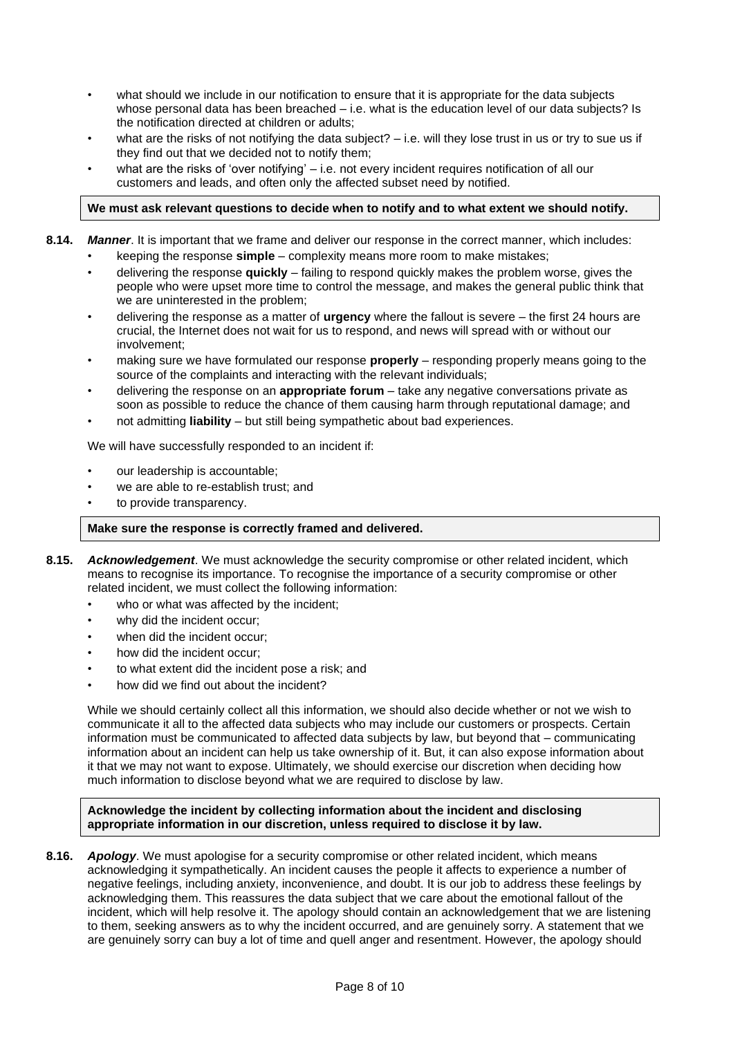- what should we include in our notification to ensure that it is appropriate for the data subjects whose personal data has been breached – i.e. what is the education level of our data subjects? Is the notification directed at children or adults;
- what are the risks of not notifying the data subject? – i.e. will they lose trust in us or try to sue us if they find out that we decided not to notify them;
- what are the risks of 'over notifying' – i.e. not every incident requires notification of all our customers and leads, and often only the affected subset need by notified.

**We must ask relevant questions to decide when to notify and to what extent we should notify.**

**8.14.** ***Manner***. It is important that we frame and deliver our response in the correct manner, which includes:

- keeping the response **simple** – complexity means more room to make mistakes;
- delivering the response **quickly** – failing to respond quickly makes the problem worse, gives the people who were upset more time to control the message, and makes the general public think that we are uninterested in the problem;
- delivering the response as a matter of **urgency** where the fallout is severe – the first 24 hours are crucial, the Internet does not wait for us to respond, and news will spread with or without our involvement;
- making sure we have formulated our response **properly** – responding properly means going to the source of the complaints and interacting with the relevant individuals;
- delivering the response on an **appropriate forum** – take any negative conversations private as soon as possible to reduce the chance of them causing harm through reputational damage; and
- not admitting **liability** – but still being sympathetic about bad experiences.

We will have successfully responded to an incident if:

- our leadership is accountable;
- we are able to re-establish trust; and
- to provide transparency.

**Make sure the response is correctly framed and delivered.**

**8.15.** ***Acknowledgement***. We must acknowledge the security compromise or other related incident, which means to recognise its importance. To recognise the importance of a security compromise or other related incident, we must collect the following information:

- who or what was affected by the incident;
- why did the incident occur;
- when did the incident occur;
- how did the incident occur;
- to what extent did the incident pose a risk; and
- how did we find out about the incident?

While we should certainly collect all this information, we should also decide whether or not we wish to communicate it all to the affected data subjects who may include our customers or prospects. Certain information must be communicated to affected data subjects by law, but beyond that – communicating information about an incident can help us take ownership of it. But, it can also expose information about it that we may not want to expose. Ultimately, we should exercise our discretion when deciding how much information to disclose beyond what we are required to disclose by law.

**Acknowledge the incident by collecting information about the incident and disclosing appropriate information in our discretion, unless required to disclose it by law.**

**8.16.** ***Apology***. We must apologise for a security compromise or other related incident, which means acknowledging it sympathetically. An incident causes the people it affects to experience a number of negative feelings, including anxiety, inconvenience, and doubt. It is our job to address these feelings by acknowledging them. This reassures the data subject that we care about the emotional fallout of the incident, which will help resolve it. The apology should contain an acknowledgement that we are listening to them, seeking answers as to why the incident occurred, and are genuinely sorry. A statement that we are genuinely sorry can buy a lot of time and quell anger and resentment. However, the apology should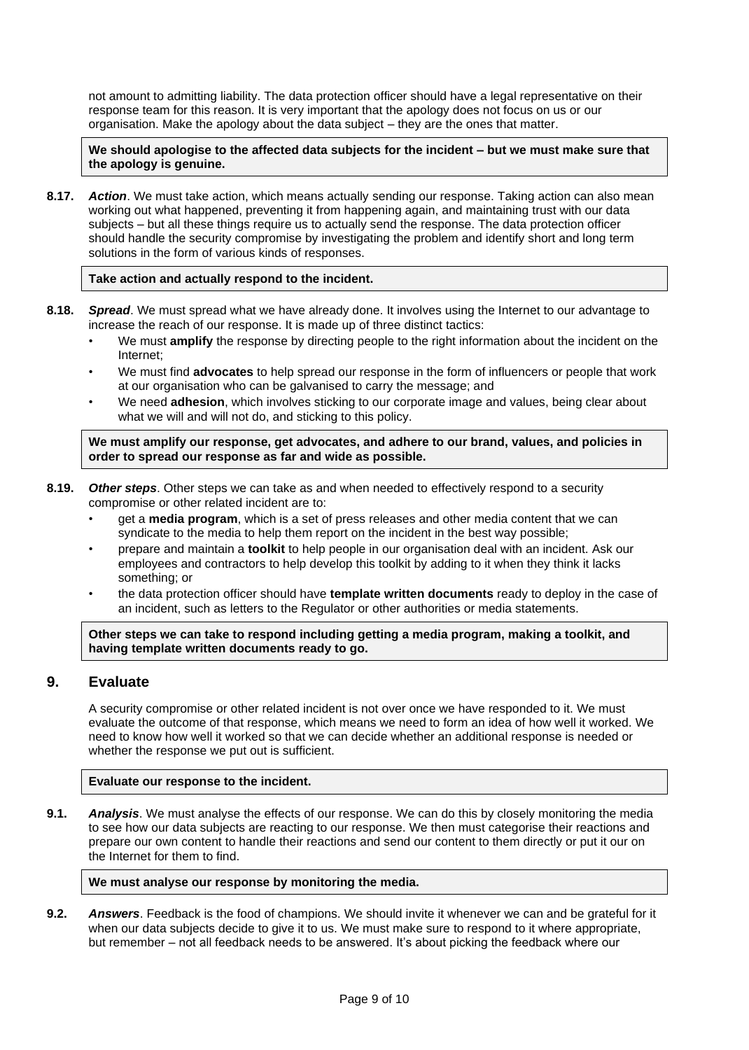not amount to admitting liability. The data protection officer should have a legal representative on their response team for this reason. It is very important that the apology does not focus on us or our organisation. Make the apology about the data subject – they are the ones that matter.

> **We should apologise to the affected data subjects for the incident – but we must make sure that the apology is genuine.**

**8.17.** ***Action***. We must take action, which means actually sending our response. Taking action can also mean working out what happened, preventing it from happening again, and maintaining trust with our data subjects – but all these things require us to actually send the response. The data protection officer should handle the security compromise by investigating the problem and identify short and long term solutions in the form of various kinds of responses.

> **Take action and actually respond to the incident.**

**8.18.** ***Spread***. We must spread what we have already done. It involves using the Internet to our advantage to increase the reach of our response. It is made up of three distinct tactics:

- We must **amplify** the response by directing people to the right information about the incident on the Internet;
- We must find **advocates** to help spread our response in the form of influencers or people that work at our organisation who can be galvanised to carry the message; and
- We need **adhesion**, which involves sticking to our corporate image and values, being clear about what we will and will not do, and sticking to this policy.

> **We must amplify our response, get advocates, and adhere to our brand, values, and policies in order to spread our response as far and wide as possible.**

**8.19.** ***Other steps***. Other steps we can take as and when needed to effectively respond to a security compromise or other related incident are to:

- get a **media program**, which is a set of press releases and other media content that we can syndicate to the media to help them report on the incident in the best way possible;
- prepare and maintain a **toolkit** to help people in our organisation deal with an incident. Ask our employees and contractors to help develop this toolkit by adding to it when they think it lacks something; or
- the data protection officer should have **template written documents** ready to deploy in the case of an incident, such as letters to the Regulator or other authorities or media statements.

> **Other steps we can take to respond including getting a media program, making a toolkit, and having template written documents ready to go.**

## 9. Evaluate

A security compromise or other related incident is not over once we have responded to it. We must evaluate the outcome of that response, which means we need to form an idea of how well it worked. We need to know how well it worked so that we can decide whether an additional response is needed or whether the response we put out is sufficient.

> **Evaluate our response to the incident.**

**9.1.** ***Analysis***. We must analyse the effects of our response. We can do this by closely monitoring the media to see how our data subjects are reacting to our response. We then must categorise their reactions and prepare our own content to handle their reactions and send our content to them directly or put it our on the Internet for them to find.

> **We must analyse our response by monitoring the media.**

**9.2.** ***Answers***. Feedback is the food of champions. We should invite it whenever we can and be grateful for it when our data subjects decide to give it to us. We must make sure to respond to it where appropriate, but remember – not all feedback needs to be answered. It's about picking the feedback where our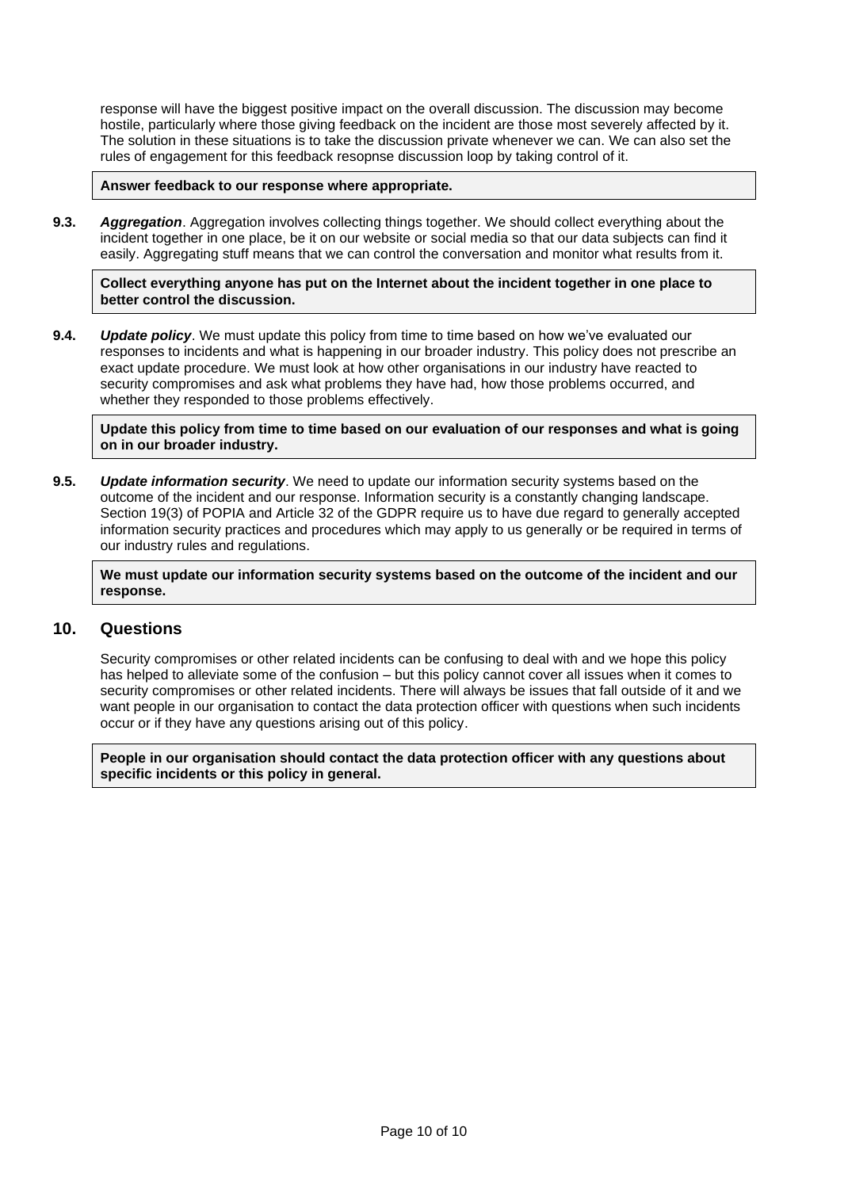response will have the biggest positive impact on the overall discussion. The discussion may become hostile, particularly where those giving feedback on the incident are those most severely affected by it. The solution in these situations is to take the discussion private whenever we can. We can also set the rules of engagement for this feedback resopnse discussion loop by taking control of it.

**Answer feedback to our response where appropriate.**

**9.3.** ***Aggregation***. Aggregation involves collecting things together. We should collect everything about the incident together in one place, be it on our website or social media so that our data subjects can find it easily. Aggregating stuff means that we can control the conversation and monitor what results from it.

**Collect everything anyone has put on the Internet about the incident together in one place to better control the discussion.**

**9.4.** ***Update policy***. We must update this policy from time to time based on how we've evaluated our responses to incidents and what is happening in our broader industry. This policy does not prescribe an exact update procedure. We must look at how other organisations in our industry have reacted to security compromises and ask what problems they have had, how those problems occurred, and whether they responded to those problems effectively.

**Update this policy from time to time based on our evaluation of our responses and what is going on in our broader industry.**

**9.5.** ***Update information security***. We need to update our information security systems based on the outcome of the incident and our response. Information security is a constantly changing landscape. Section 19(3) of POPIA and Article 32 of the GDPR require us to have due regard to generally accepted information security practices and procedures which may apply to us generally or be required in terms of our industry rules and regulations.

**We must update our information security systems based on the outcome of the incident and our response.**

## 10. Questions

Security compromises or other related incidents can be confusing to deal with and we hope this policy has helped to alleviate some of the confusion – but this policy cannot cover all issues when it comes to security compromises or other related incidents. There will always be issues that fall outside of it and we want people in our organisation to contact the data protection officer with questions when such incidents occur or if they have any questions arising out of this policy.

**People in our organisation should contact the data protection officer with any questions about specific incidents or this policy in general.**